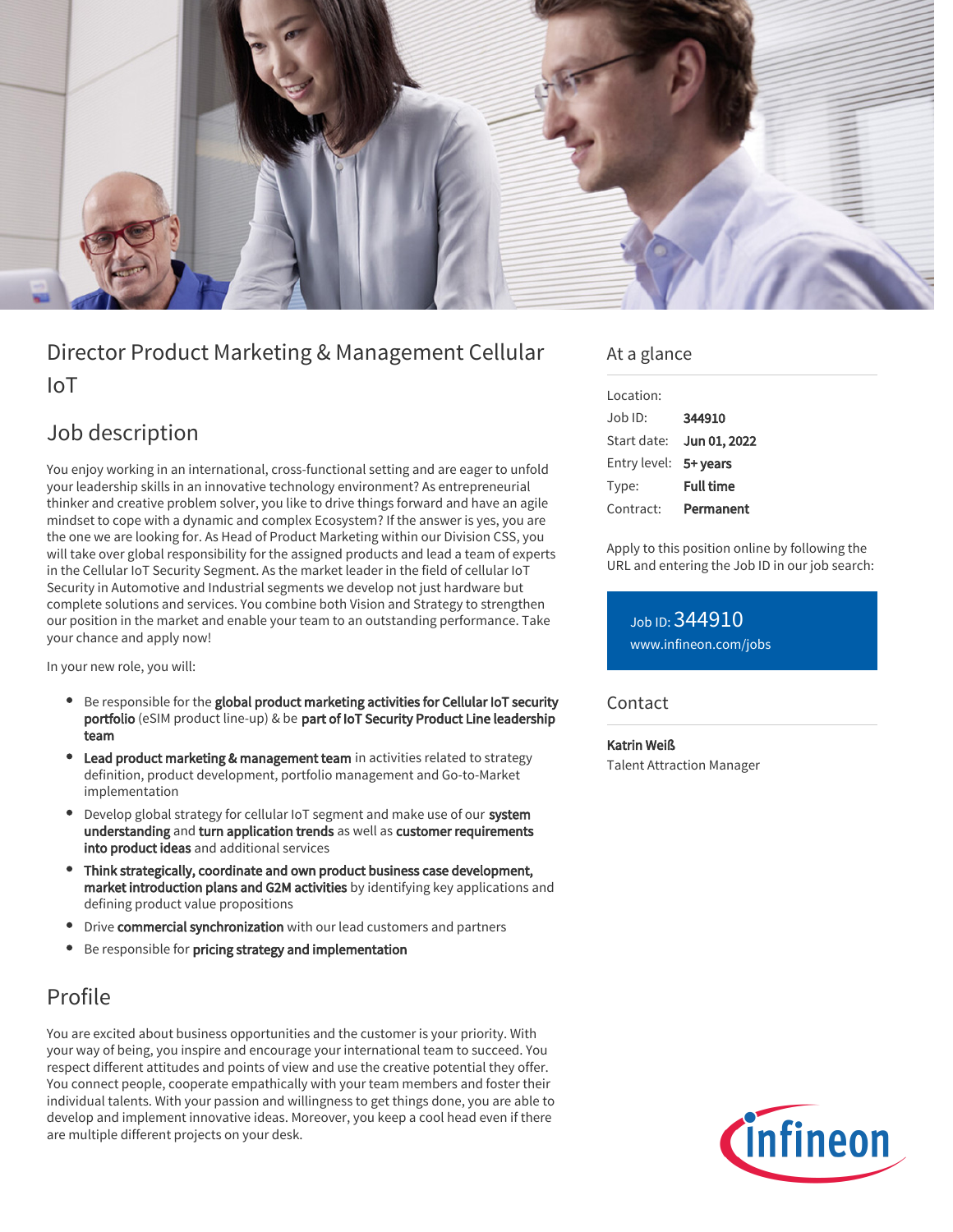# Director Product Marketing & Management Cellular IoT

## Job description

You enjoy working in an international, cross-functional setting and are eager to unfold your leadership skills in an innovative technology environment? As entrepreneurial thinker and creative problem solver, you like to drive things forward and have an agile mindset to cope with a dynamic and complex Ecosystem? If the answer is yes, you are the one we are looking for. As Head of Product Marketing within our Division CSS, you will take over global responsibility for the assigned products and lead a team of experts in the Cellular IoT Security Segment. As the market leader in the field of cellular IoT Security in Automotive and Industrial segments we develop not just hardware but complete solutions and services. You combine both Vision and Strategy to strengthen our position in the market and enable your team to an outstanding performance. Take your chance and apply now!

In your new role, you will:

- Be responsible for the **global product marketing activities for Cellular IoT security portfolio** (eSIM product line-up) & be **part of IoT Security Product Line leadership team**
- **Lead product marketing & management team** in activities related to strategy definition, product development, portfolio management and Go-to-Market implementation
- Develop global strategy for cellular IoT segment and make use of our **system understanding** and **turn application trends** as well as **customer requirements into product ideas** and additional services
- **Think strategically, coordinate and own product business case development, market introduction plans and G2M activities** by identifying key applications and defining product value propositions
- Drive **commercial synchronization** with our lead customers and partners
- Be responsible for **pricing strategy and implementation**

## Profile

You are excited about business opportunities and the customer is your priority. With your way of being, you inspire and encourage your international team to succeed. You respect different attitudes and points of view and use the creative potential they offer. You connect people, cooperate empathically with your team members and foster their individual talents. With your passion and willingness to get things done, you are able to develop and implement innovative ideas. Moreover, you keep a cool head even if there are multiple different projects on your desk.

## At a glance

| | |
|---|---|
| Location: | |
| Job ID: | **344910** |
| Start date: | **Jun 01, 2022** |
| Entry level: | **5+ years** |
| Type: | **Full time** |
| Contract: | **Permanent** |

Apply to this position online by following the URL and entering the Job ID in our job search:

Job ID: 344910
www.infineon.com/jobs

## Contact

**Katrin Weiß**
Talent Attraction Manager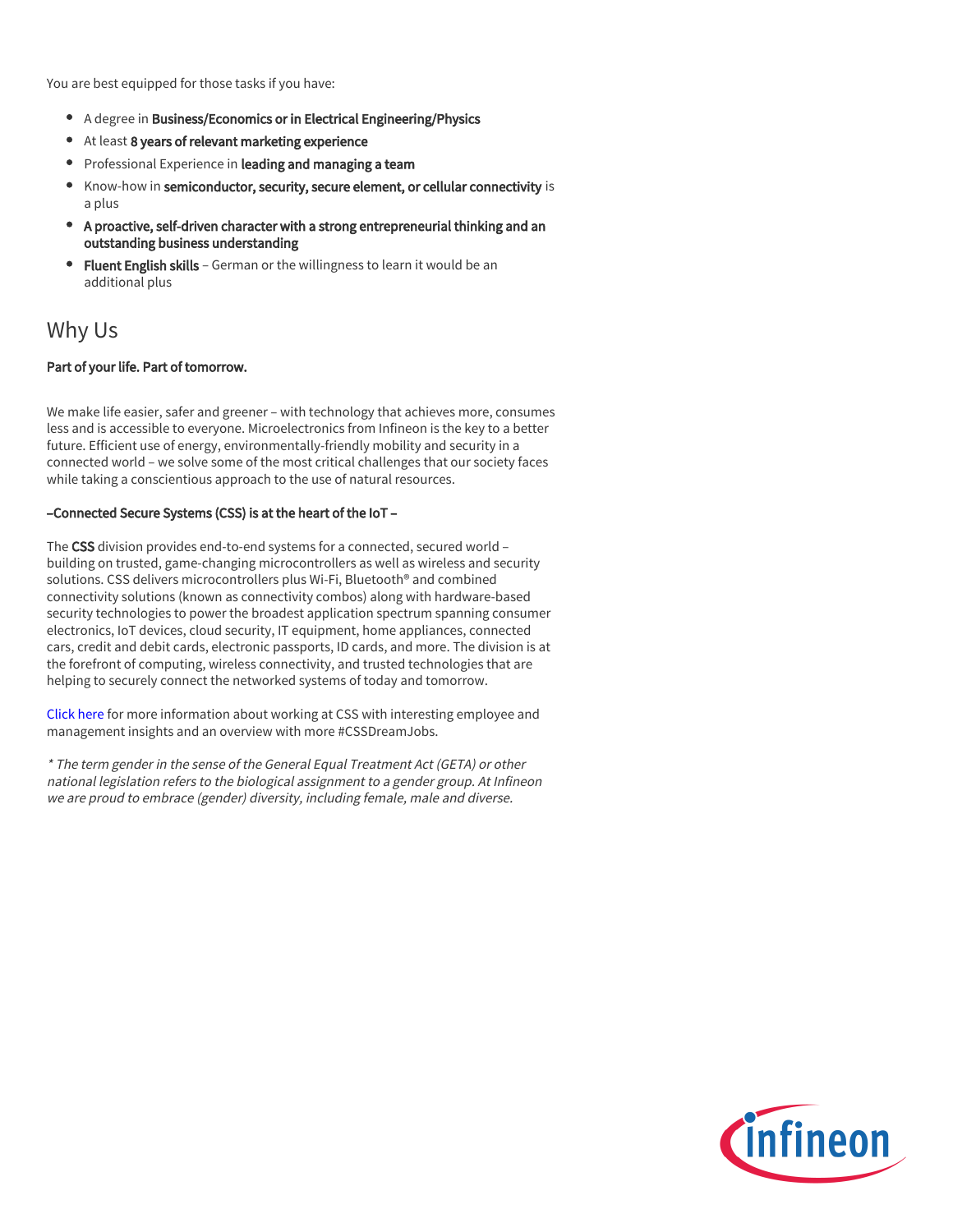You are best equipped for those tasks if you have:

- A degree in **Business/Economics or in Electrical Engineering/Physics**
- At least **8 years of relevant marketing experience**
- Professional Experience in **leading and managing a team**
- Know-how in **semiconductor, security, secure element, or cellular connectivity** is a plus
- **A proactive, self-driven character with a strong entrepreneurial thinking and an outstanding business understanding**
- **Fluent English skills** – German or the willingness to learn it would be an additional plus

## Why Us

**Part of your life. Part of tomorrow.**

We make life easier, safer and greener – with technology that achieves more, consumes less and is accessible to everyone. Microelectronics from Infineon is the key to a better future. Efficient use of energy, environmentally-friendly mobility and security in a connected world – we solve some of the most critical challenges that our society faces while taking a conscientious approach to the use of natural resources.

**–Connected Secure Systems (CSS) is at the heart of the IoT –**

The **CSS** division provides end-to-end systems for a connected, secured world – building on trusted, game-changing microcontrollers as well as wireless and security solutions. CSS delivers microcontrollers plus Wi-Fi, Bluetooth® and combined connectivity solutions (known as connectivity combos) along with hardware-based security technologies to power the broadest application spectrum spanning consumer electronics, IoT devices, cloud security, IT equipment, home appliances, connected cars, credit and debit cards, electronic passports, ID cards, and more. The division is at the forefront of computing, wireless connectivity, and trusted technologies that are helping to securely connect the networked systems of today and tomorrow.

Click here for more information about working at CSS with interesting employee and management insights and an overview with more #CSSDreamJobs.

*\* The term gender in the sense of the General Equal Treatment Act (GETA) or other national legislation refers to the biological assignment to a gender group. At Infineon we are proud to embrace (gender) diversity, including female, male and diverse.*

infineon